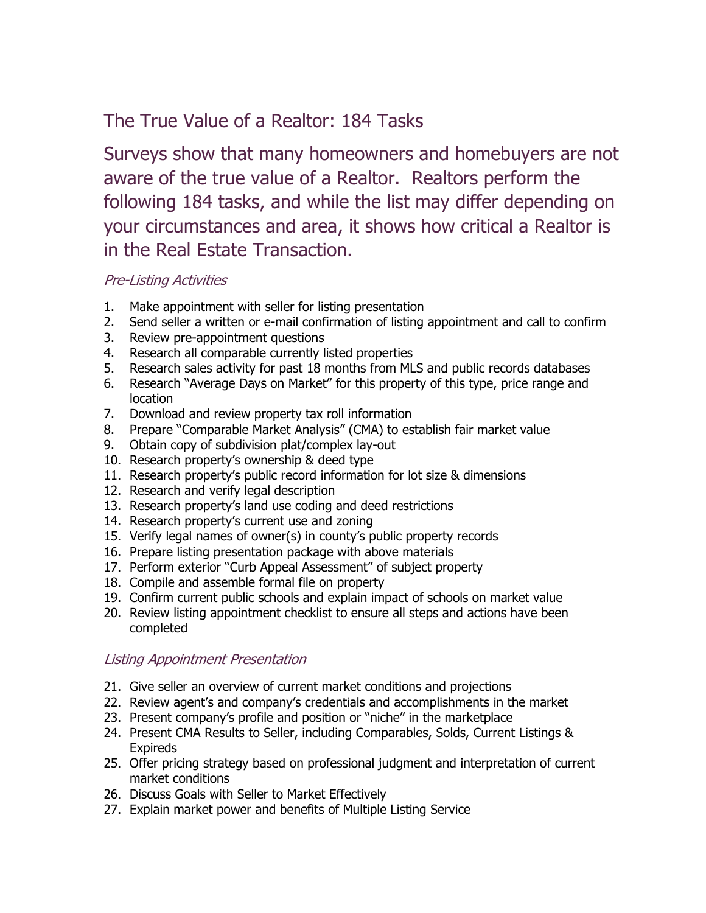# The True Value of a Realtor: 184 Tasks

## Surveys show that many homeowners and homebuyers are not aware of the true value of a Realtor. Realtors perform the following 184 tasks, and while the list may differ depending on your circumstances and area, it shows how critical a Realtor is in the Real Estate Transaction.

### *Pre-Listing Activities*

1. Make appointment with seller for listing presentation
2. Send seller a written or e-mail confirmation of listing appointment and call to confirm
3. Review pre-appointment questions
4. Research all comparable currently listed properties
5. Research sales activity for past 18 months from MLS and public records databases
6. Research "Average Days on Market" for this property of this type, price range and location
7. Download and review property tax roll information
8. Prepare "Comparable Market Analysis" (CMA) to establish fair market value
9. Obtain copy of subdivision plat/complex lay-out
10. Research property's ownership & deed type
11. Research property's public record information for lot size & dimensions
12. Research and verify legal description
13. Research property's land use coding and deed restrictions
14. Research property's current use and zoning
15. Verify legal names of owner(s) in county's public property records
16. Prepare listing presentation package with above materials
17. Perform exterior "Curb Appeal Assessment" of subject property
18. Compile and assemble formal file on property
19. Confirm current public schools and explain impact of schools on market value
20. Review listing appointment checklist to ensure all steps and actions have been completed

### *Listing Appointment Presentation*

21. Give seller an overview of current market conditions and projections
22. Review agent's and company's credentials and accomplishments in the market
23. Present company's profile and position or "niche" in the marketplace
24. Present CMA Results to Seller, including Comparables, Solds, Current Listings & Expireds
25. Offer pricing strategy based on professional judgment and interpretation of current market conditions
26. Discuss Goals with Seller to Market Effectively
27. Explain market power and benefits of Multiple Listing Service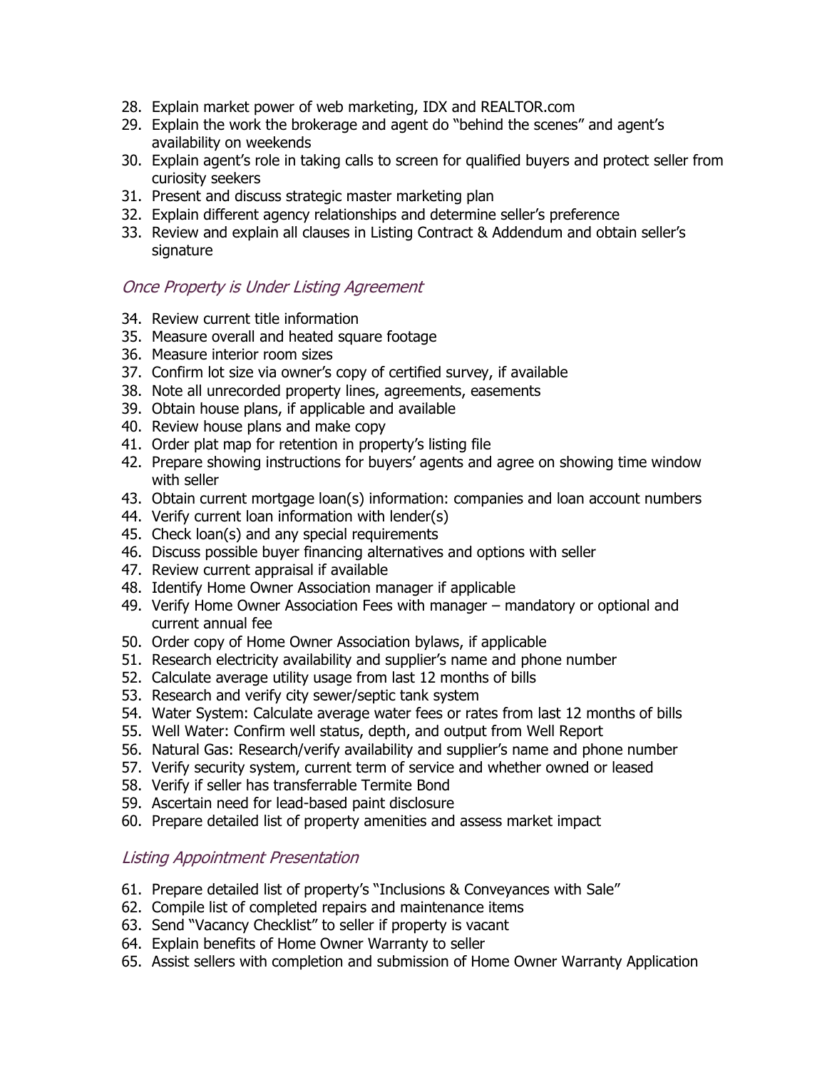28. Explain market power of web marketing, IDX and REALTOR.com
29. Explain the work the brokerage and agent do "behind the scenes" and agent's availability on weekends
30. Explain agent's role in taking calls to screen for qualified buyers and protect seller from curiosity seekers
31. Present and discuss strategic master marketing plan
32. Explain different agency relationships and determine seller's preference
33. Review and explain all clauses in Listing Contract & Addendum and obtain seller's signature

### *Once Property is Under Listing Agreement*

34. Review current title information
35. Measure overall and heated square footage
36. Measure interior room sizes
37. Confirm lot size via owner's copy of certified survey, if available
38. Note all unrecorded property lines, agreements, easements
39. Obtain house plans, if applicable and available
40. Review house plans and make copy
41. Order plat map for retention in property's listing file
42. Prepare showing instructions for buyers' agents and agree on showing time window with seller
43. Obtain current mortgage loan(s) information: companies and loan account numbers
44. Verify current loan information with lender(s)
45. Check loan(s) and any special requirements
46. Discuss possible buyer financing alternatives and options with seller
47. Review current appraisal if available
48. Identify Home Owner Association manager if applicable
49. Verify Home Owner Association Fees with manager – mandatory or optional and current annual fee
50. Order copy of Home Owner Association bylaws, if applicable
51. Research electricity availability and supplier's name and phone number
52. Calculate average utility usage from last 12 months of bills
53. Research and verify city sewer/septic tank system
54. Water System: Calculate average water fees or rates from last 12 months of bills
55. Well Water: Confirm well status, depth, and output from Well Report
56. Natural Gas: Research/verify availability and supplier's name and phone number
57. Verify security system, current term of service and whether owned or leased
58. Verify if seller has transferrable Termite Bond
59. Ascertain need for lead-based paint disclosure
60. Prepare detailed list of property amenities and assess market impact

### *Listing Appointment Presentation*

61. Prepare detailed list of property's "Inclusions & Conveyances with Sale"
62. Compile list of completed repairs and maintenance items
63. Send "Vacancy Checklist" to seller if property is vacant
64. Explain benefits of Home Owner Warranty to seller
65. Assist sellers with completion and submission of Home Owner Warranty Application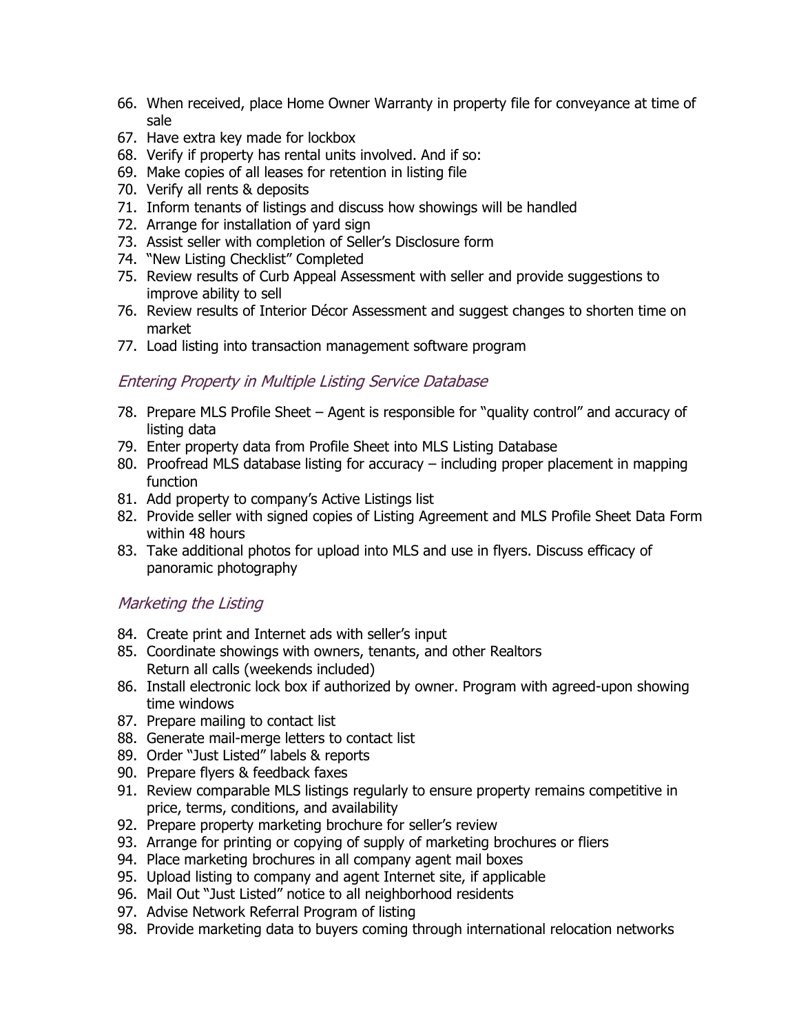66. When received, place Home Owner Warranty in property file for conveyance at time of sale
67. Have extra key made for lockbox
68. Verify if property has rental units involved. And if so:
69. Make copies of all leases for retention in listing file
70. Verify all rents & deposits
71. Inform tenants of listings and discuss how showings will be handled
72. Arrange for installation of yard sign
73. Assist seller with completion of Seller's Disclosure form
74. "New Listing Checklist" Completed
75. Review results of Curb Appeal Assessment with seller and provide suggestions to improve ability to sell
76. Review results of Interior Décor Assessment and suggest changes to shorten time on market
77. Load listing into transaction management software program

### *Entering Property in Multiple Listing Service Database*

78. Prepare MLS Profile Sheet – Agent is responsible for "quality control" and accuracy of listing data
79. Enter property data from Profile Sheet into MLS Listing Database
80. Proofread MLS database listing for accuracy – including proper placement in mapping function
81. Add property to company's Active Listings list
82. Provide seller with signed copies of Listing Agreement and MLS Profile Sheet Data Form within 48 hours
83. Take additional photos for upload into MLS and use in flyers. Discuss efficacy of panoramic photography

### *Marketing the Listing*

84. Create print and Internet ads with seller's input
85. Coordinate showings with owners, tenants, and other Realtors
    Return all calls (weekends included)
86. Install electronic lock box if authorized by owner. Program with agreed-upon showing time windows
87. Prepare mailing to contact list
88. Generate mail-merge letters to contact list
89. Order "Just Listed" labels & reports
90. Prepare flyers & feedback faxes
91. Review comparable MLS listings regularly to ensure property remains competitive in price, terms, conditions, and availability
92. Prepare property marketing brochure for seller's review
93. Arrange for printing or copying of supply of marketing brochures or fliers
94. Place marketing brochures in all company agent mail boxes
95. Upload listing to company and agent Internet site, if applicable
96. Mail Out "Just Listed" notice to all neighborhood residents
97. Advise Network Referral Program of listing
98. Provide marketing data to buyers coming through international relocation networks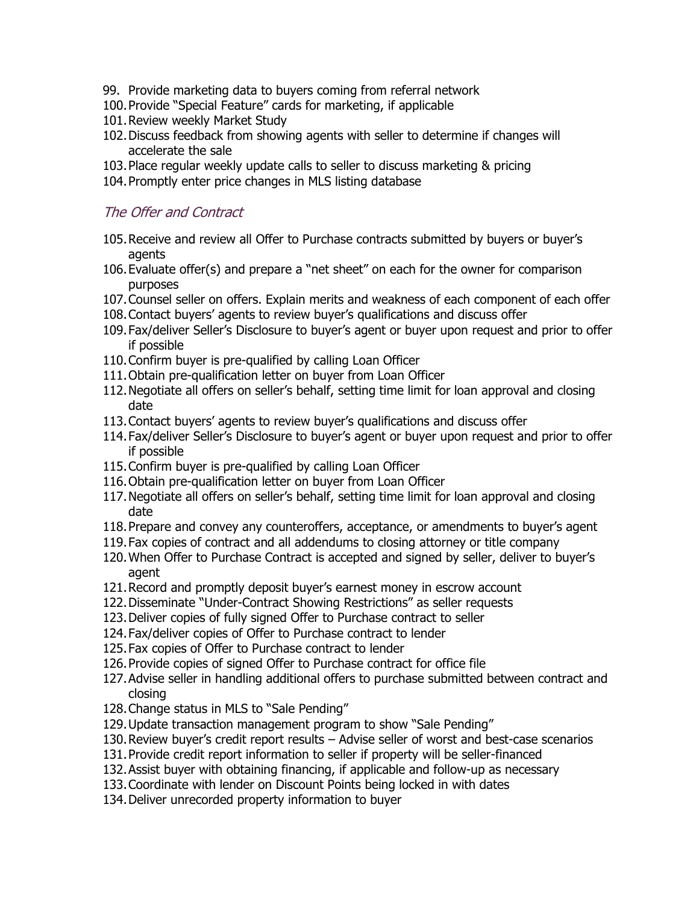99. Provide marketing data to buyers coming from referral network
100. Provide "Special Feature" cards for marketing, if applicable
101. Review weekly Market Study
102. Discuss feedback from showing agents with seller to determine if changes will accelerate the sale
103. Place regular weekly update calls to seller to discuss marketing & pricing
104. Promptly enter price changes in MLS listing database

### *The Offer and Contract*

105. Receive and review all Offer to Purchase contracts submitted by buyers or buyer's agents
106. Evaluate offer(s) and prepare a "net sheet" on each for the owner for comparison purposes
107. Counsel seller on offers. Explain merits and weakness of each component of each offer
108. Contact buyers' agents to review buyer's qualifications and discuss offer
109. Fax/deliver Seller's Disclosure to buyer's agent or buyer upon request and prior to offer if possible
110. Confirm buyer is pre-qualified by calling Loan Officer
111. Obtain pre-qualification letter on buyer from Loan Officer
112. Negotiate all offers on seller's behalf, setting time limit for loan approval and closing date
113. Contact buyers' agents to review buyer's qualifications and discuss offer
114. Fax/deliver Seller's Disclosure to buyer's agent or buyer upon request and prior to offer if possible
115. Confirm buyer is pre-qualified by calling Loan Officer
116. Obtain pre-qualification letter on buyer from Loan Officer
117. Negotiate all offers on seller's behalf, setting time limit for loan approval and closing date
118. Prepare and convey any counteroffers, acceptance, or amendments to buyer's agent
119. Fax copies of contract and all addendums to closing attorney or title company
120. When Offer to Purchase Contract is accepted and signed by seller, deliver to buyer's agent
121. Record and promptly deposit buyer's earnest money in escrow account
122. Disseminate "Under-Contract Showing Restrictions" as seller requests
123. Deliver copies of fully signed Offer to Purchase contract to seller
124. Fax/deliver copies of Offer to Purchase contract to lender
125. Fax copies of Offer to Purchase contract to lender
126. Provide copies of signed Offer to Purchase contract for office file
127. Advise seller in handling additional offers to purchase submitted between contract and closing
128. Change status in MLS to "Sale Pending"
129. Update transaction management program to show "Sale Pending"
130. Review buyer's credit report results – Advise seller of worst and best-case scenarios
131. Provide credit report information to seller if property will be seller-financed
132. Assist buyer with obtaining financing, if applicable and follow-up as necessary
133. Coordinate with lender on Discount Points being locked in with dates
134. Deliver unrecorded property information to buyer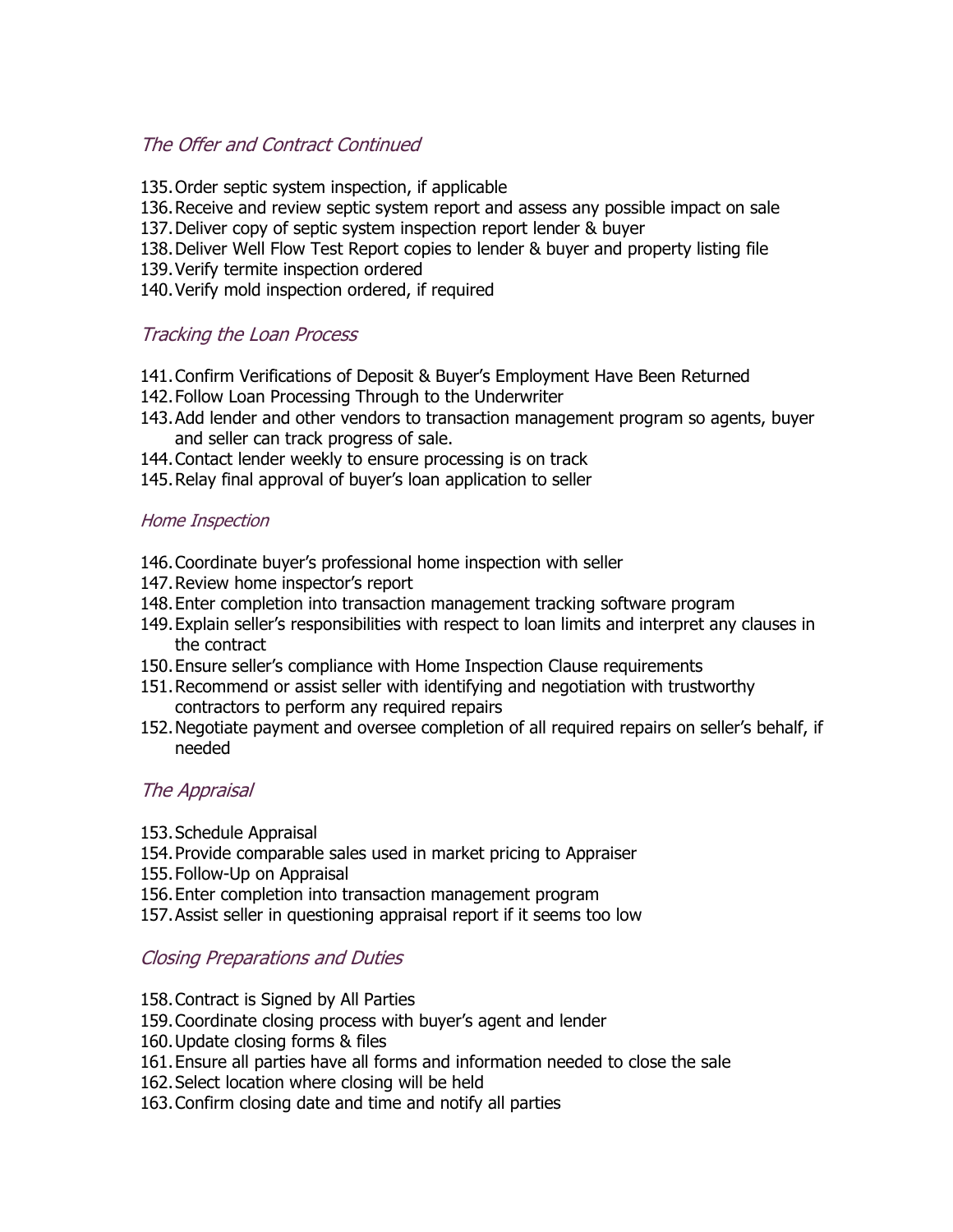### *The Offer and Contract Continued*

135. Order septic system inspection, if applicable
136. Receive and review septic system report and assess any possible impact on sale
137. Deliver copy of septic system inspection report lender & buyer
138. Deliver Well Flow Test Report copies to lender & buyer and property listing file
139. Verify termite inspection ordered
140. Verify mold inspection ordered, if required

### *Tracking the Loan Process*

141. Confirm Verifications of Deposit & Buyer's Employment Have Been Returned
142. Follow Loan Processing Through to the Underwriter
143. Add lender and other vendors to transaction management program so agents, buyer and seller can track progress of sale.
144. Contact lender weekly to ensure processing is on track
145. Relay final approval of buyer's loan application to seller

#### *Home Inspection*

146. Coordinate buyer's professional home inspection with seller
147. Review home inspector's report
148. Enter completion into transaction management tracking software program
149. Explain seller's responsibilities with respect to loan limits and interpret any clauses in the contract
150. Ensure seller's compliance with Home Inspection Clause requirements
151. Recommend or assist seller with identifying and negotiation with trustworthy contractors to perform any required repairs
152. Negotiate payment and oversee completion of all required repairs on seller's behalf, if needed

### *The Appraisal*

153. Schedule Appraisal
154. Provide comparable sales used in market pricing to Appraiser
155. Follow-Up on Appraisal
156. Enter completion into transaction management program
157. Assist seller in questioning appraisal report if it seems too low

### *Closing Preparations and Duties*

158. Contract is Signed by All Parties
159. Coordinate closing process with buyer's agent and lender
160. Update closing forms & files
161. Ensure all parties have all forms and information needed to close the sale
162. Select location where closing will be held
163. Confirm closing date and time and notify all parties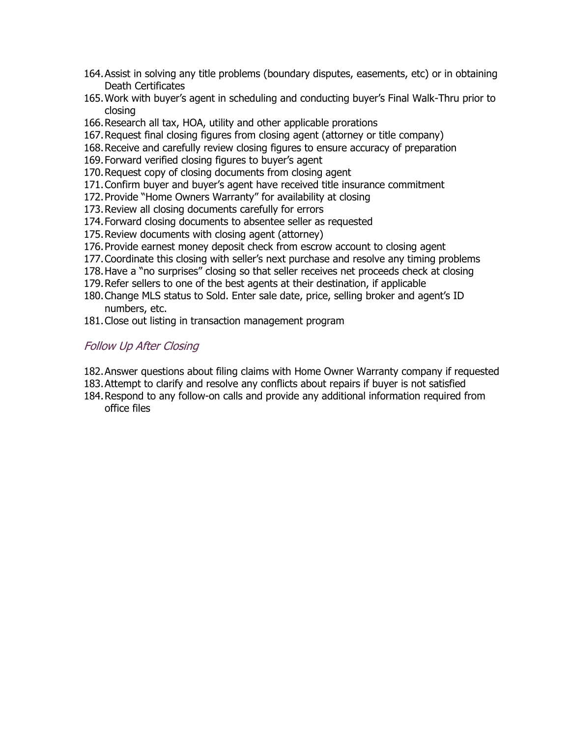164. Assist in solving any title problems (boundary disputes, easements, etc) or in obtaining Death Certificates
165. Work with buyer's agent in scheduling and conducting buyer's Final Walk-Thru prior to closing
166. Research all tax, HOA, utility and other applicable prorations
167. Request final closing figures from closing agent (attorney or title company)
168. Receive and carefully review closing figures to ensure accuracy of preparation
169. Forward verified closing figures to buyer's agent
170. Request copy of closing documents from closing agent
171. Confirm buyer and buyer's agent have received title insurance commitment
172. Provide "Home Owners Warranty" for availability at closing
173. Review all closing documents carefully for errors
174. Forward closing documents to absentee seller as requested
175. Review documents with closing agent (attorney)
176. Provide earnest money deposit check from escrow account to closing agent
177. Coordinate this closing with seller's next purchase and resolve any timing problems
178. Have a "no surprises" closing so that seller receives net proceeds check at closing
179. Refer sellers to one of the best agents at their destination, if applicable
180. Change MLS status to Sold. Enter sale date, price, selling broker and agent's ID numbers, etc.
181. Close out listing in transaction management program

## *Follow Up After Closing*

182. Answer questions about filing claims with Home Owner Warranty company if requested
183. Attempt to clarify and resolve any conflicts about repairs if buyer is not satisfied
184. Respond to any follow-on calls and provide any additional information required from office files